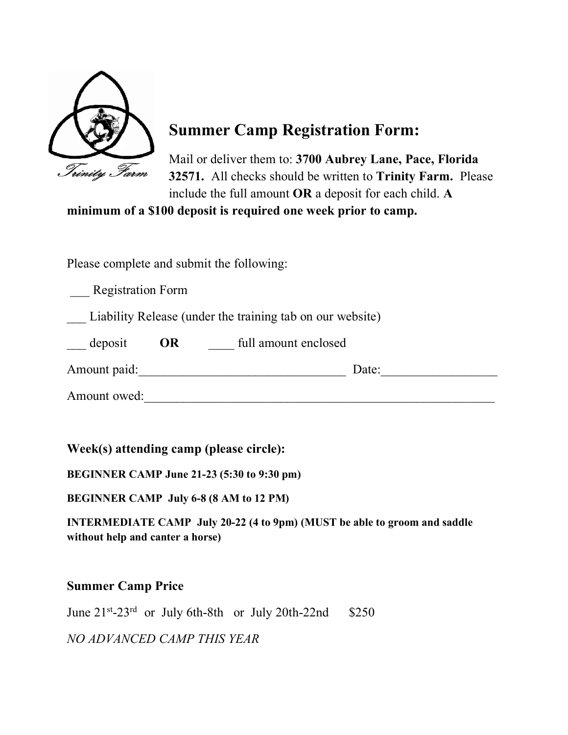Trinity Farm

# Summer Camp Registration Form:

Mail or deliver them to: **3700 Aubrey Lane, Pace, Florida 32571.** All checks should be written to **Trinity Farm.** Please include the full amount **OR** a deposit for each child. **A minimum of a $100 deposit is required one week prior to camp.**

Please complete and submit the following:

___ Registration Form

___ Liability Release (under the training tab on our website)

___ deposit **OR** ____ full amount enclosed

Amount paid:________________________________ Date:_________________

Amount owed:________________________________________________________

### Week(s) attending camp (please circle):

**BEGINNER CAMP June 21-23 (5:30 to 9:30 pm)**

**BEGINNER CAMP July 6-8 (8 AM to 12 PM)**

**INTERMEDIATE CAMP July 20-22 (4 to 9pm) (MUST be able to groom and saddle without help and canter a horse)**

### Summer Camp Price

June 21st-23rd or July 6th-8th or July 20th-22nd $250

*NO ADVANCED CAMP THIS YEAR*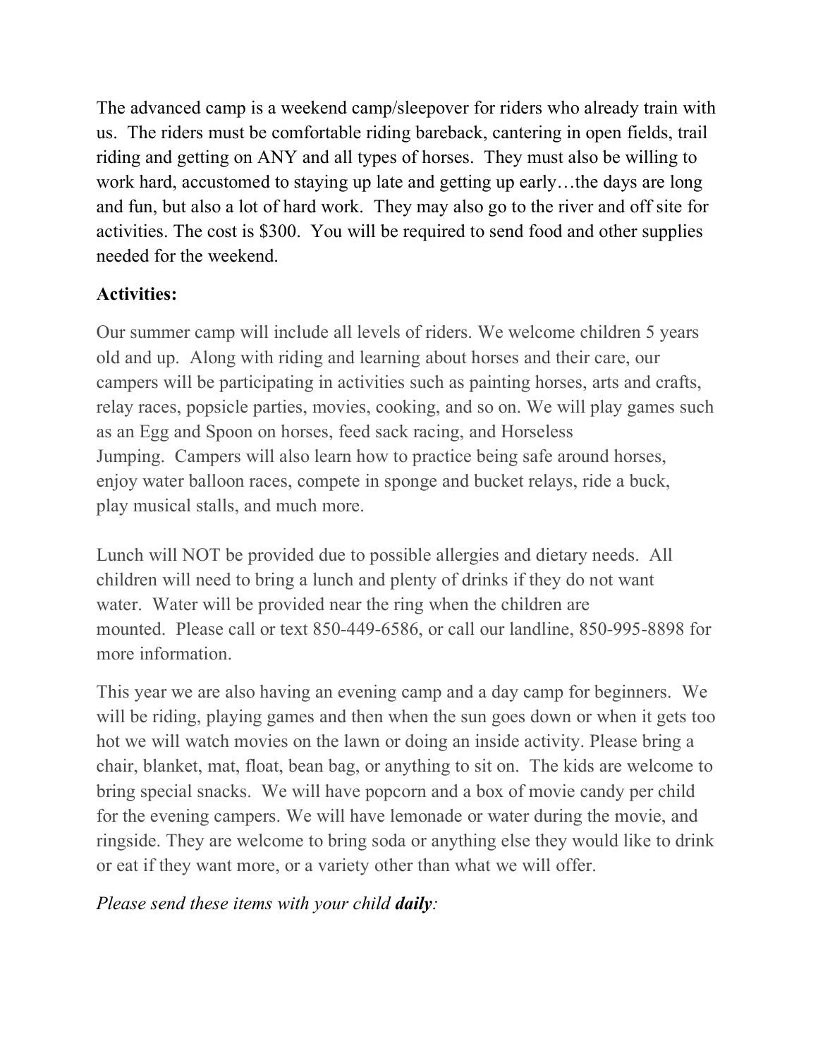The advanced camp is a weekend camp/sleepover for riders who already train with us. The riders must be comfortable riding bareback, cantering in open fields, trail riding and getting on ANY and all types of horses. They must also be willing to work hard, accustomed to staying up late and getting up early…the days are long and fun, but also a lot of hard work. They may also go to the river and off site for activities. The cost is $300. You will be required to send food and other supplies needed for the weekend.

**Activities:**

Our summer camp will include all levels of riders. We welcome children 5 years old and up. Along with riding and learning about horses and their care, our campers will be participating in activities such as painting horses, arts and crafts, relay races, popsicle parties, movies, cooking, and so on. We will play games such as an Egg and Spoon on horses, feed sack racing, and Horseless Jumping. Campers will also learn how to practice being safe around horses, enjoy water balloon races, compete in sponge and bucket relays, ride a buck, play musical stalls, and much more.

Lunch will NOT be provided due to possible allergies and dietary needs. All children will need to bring a lunch and plenty of drinks if they do not want water. Water will be provided near the ring when the children are mounted. Please call or text 850-449-6586, or call our landline, 850-995-8898 for more information.

This year we are also having an evening camp and a day camp for beginners. We will be riding, playing games and then when the sun goes down or when it gets too hot we will watch movies on the lawn or doing an inside activity. Please bring a chair, blanket, mat, float, bean bag, or anything to sit on. The kids are welcome to bring special snacks. We will have popcorn and a box of movie candy per child for the evening campers. We will have lemonade or water during the movie, and ringside. They are welcome to bring soda or anything else they would like to drink or eat if they want more, or a variety other than what we will offer.

*Please send these items with your child* ***daily****:*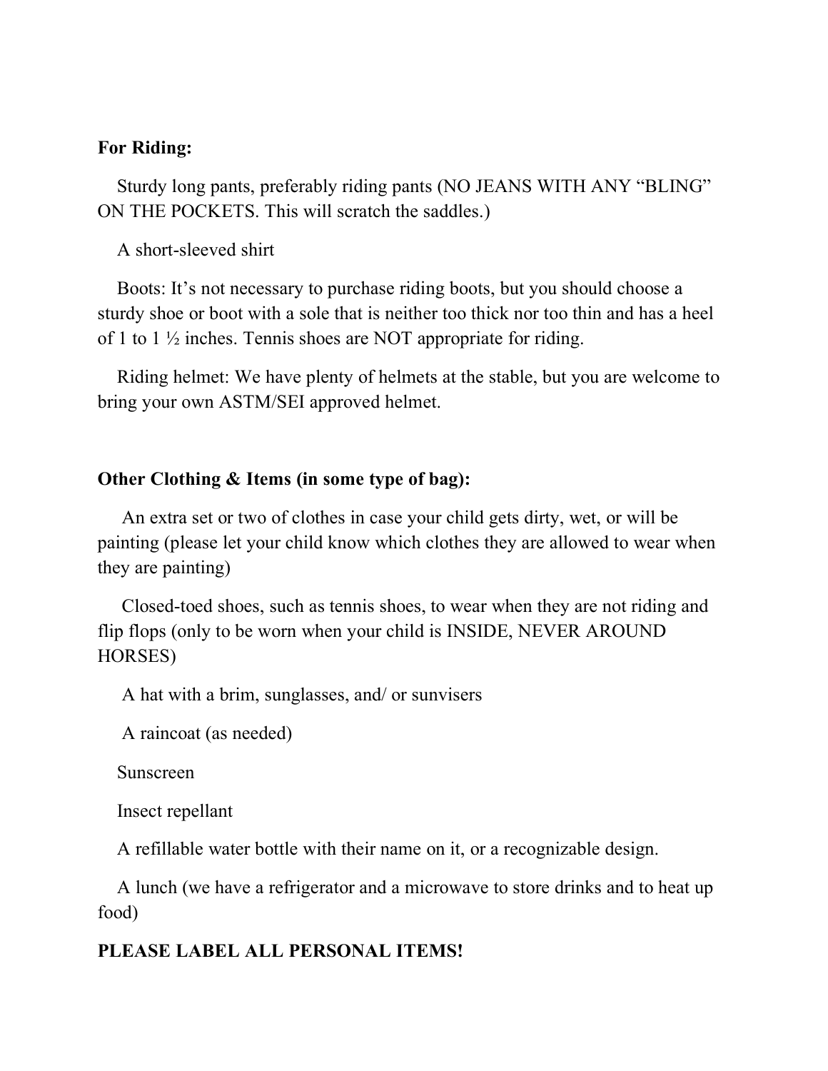**For Riding:**

Sturdy long pants, preferably riding pants (NO JEANS WITH ANY "BLING" ON THE POCKETS. This will scratch the saddles.)

A short-sleeved shirt

Boots: It's not necessary to purchase riding boots, but you should choose a sturdy shoe or boot with a sole that is neither too thick nor too thin and has a heel of 1 to 1 ½ inches. Tennis shoes are NOT appropriate for riding.

Riding helmet: We have plenty of helmets at the stable, but you are welcome to bring your own ASTM/SEI approved helmet.

**Other Clothing & Items (in some type of bag):**

An extra set or two of clothes in case your child gets dirty, wet, or will be painting (please let your child know which clothes they are allowed to wear when they are painting)

Closed-toed shoes, such as tennis shoes, to wear when they are not riding and flip flops (only to be worn when your child is INSIDE, NEVER AROUND HORSES)

A hat with a brim, sunglasses, and/ or sunvisers

A raincoat (as needed)

Sunscreen

Insect repellant

A refillable water bottle with their name on it, or a recognizable design.

A lunch (we have a refrigerator and a microwave to store drinks and to heat up food)

**PLEASE LABEL ALL PERSONAL ITEMS!**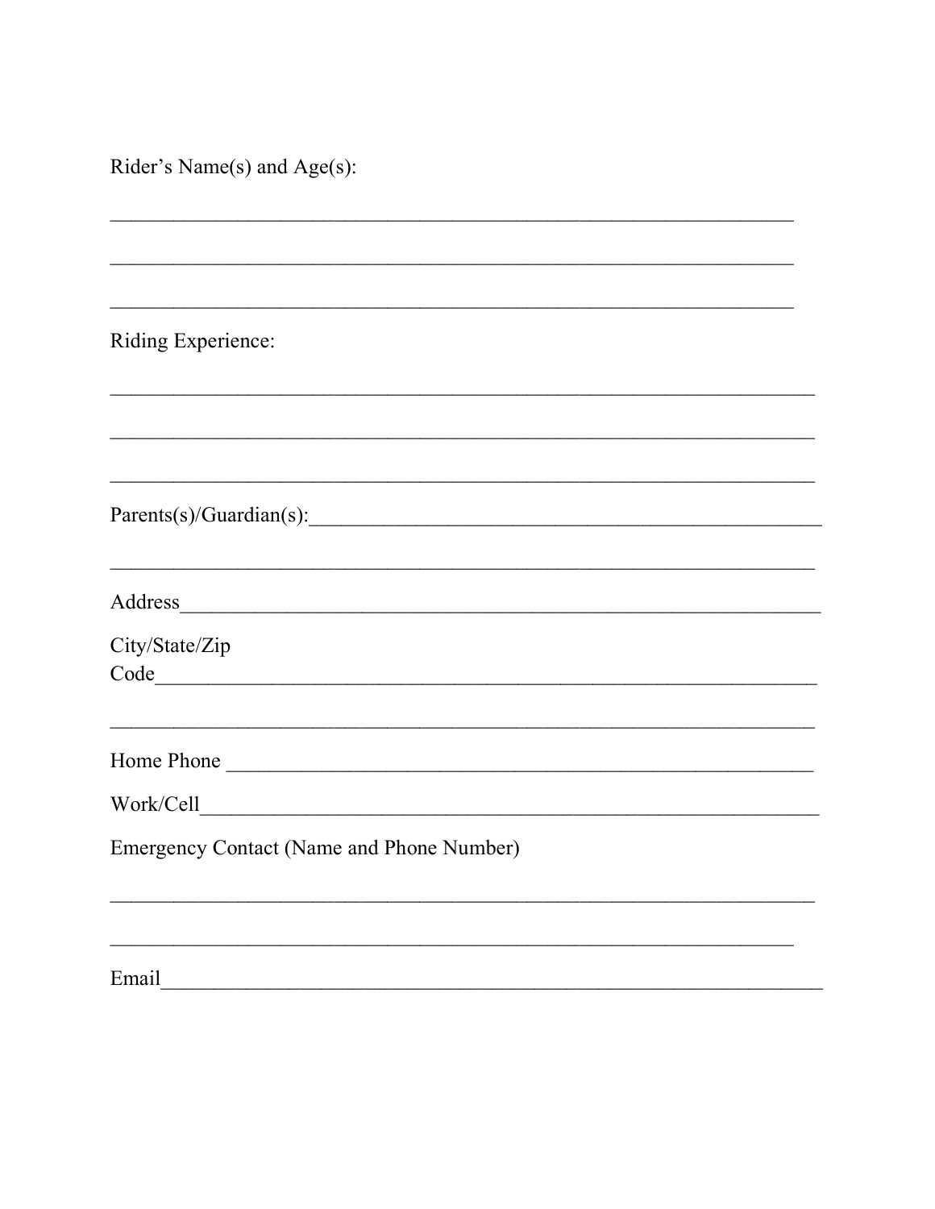Rider's Name(s) and Age(s):

________________________________________________________________

________________________________________________________________

________________________________________________________________

Riding Experience:

__________________________________________________________________

__________________________________________________________________

__________________________________________________________________

Parents(s)/Guardian(s):______________________________________________

__________________________________________________________________

Address___________________________________________________________

City/State/Zip
Code_____________________________________________________________

__________________________________________________________________

Home Phone _______________________________________________________

Work/Cell__________________________________________________________

Emergency Contact (Name and Phone Number)

__________________________________________________________________

________________________________________________________________

Email_____________________________________________________________